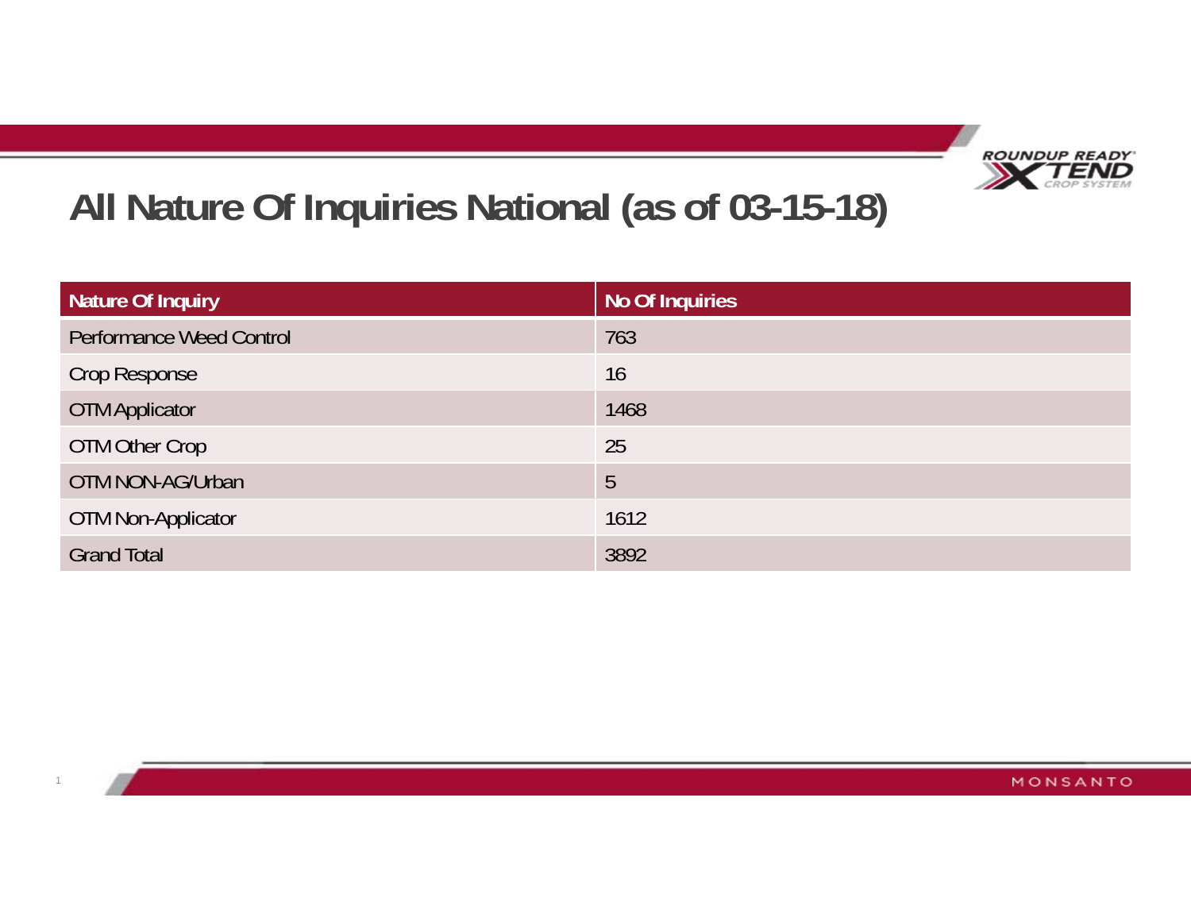# All Nature Of Inquiries National (as of 03-15-18)

| Nature Of Inquiry | No Of Inquiries |
|---|---|
| Performance Weed Control | 763 |
| Crop Response | 16 |
| OTM Applicator | 1468 |
| OTM Other Crop | 25 |
| OTM NON-AG/Urban | 5 |
| OTM Non-Applicator | 1612 |
| Grand Total | 3892 |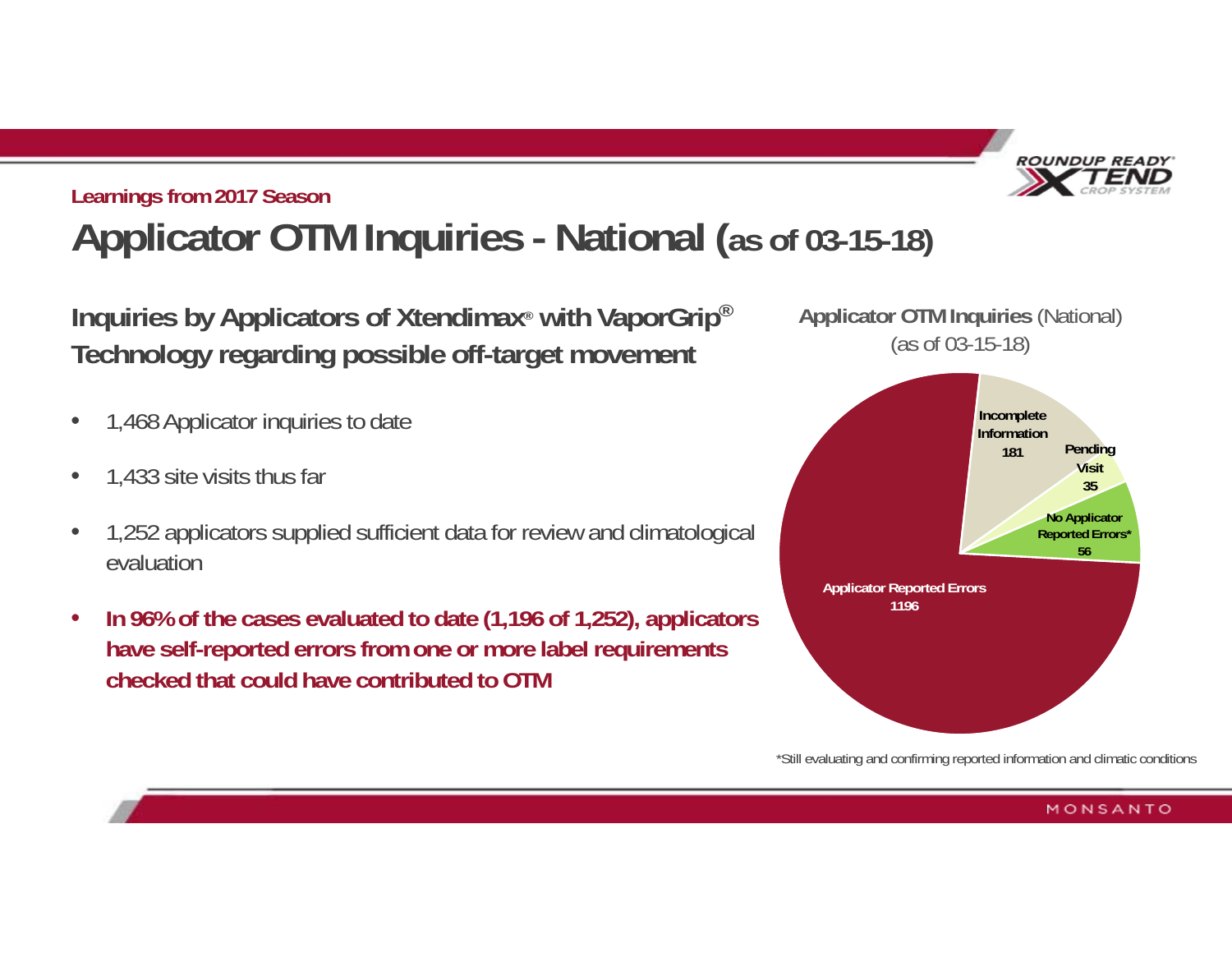Learnings from 2017 Season

# Applicator OTM Inquiries - National (as of 03-15-18)

## Inquiries by Applicators of Xtendimax® with VaporGrip® Technology regarding possible off-target movement

- 1,468 Applicator inquiries to date
- 1,433 site visits thus far
- 1,252 applicators supplied sufficient data for review and climatological evaluation
- **In 96% of the cases evaluated to date (1,196 of 1,252), applicators have self-reported errors from one or more label requirements checked that could have contributed to OTM**

**Applicator OTM Inquiries** (National) (as of 03-15-18)

| Category | Count |
| --- | --- |
| Applicator Reported Errors | 1196 |
| Incomplete Information | 181 |
| Pending Visit | 35 |
| No Applicator Reported Errors* | 56 |

*Still evaluating and confirming reported information and climatic conditions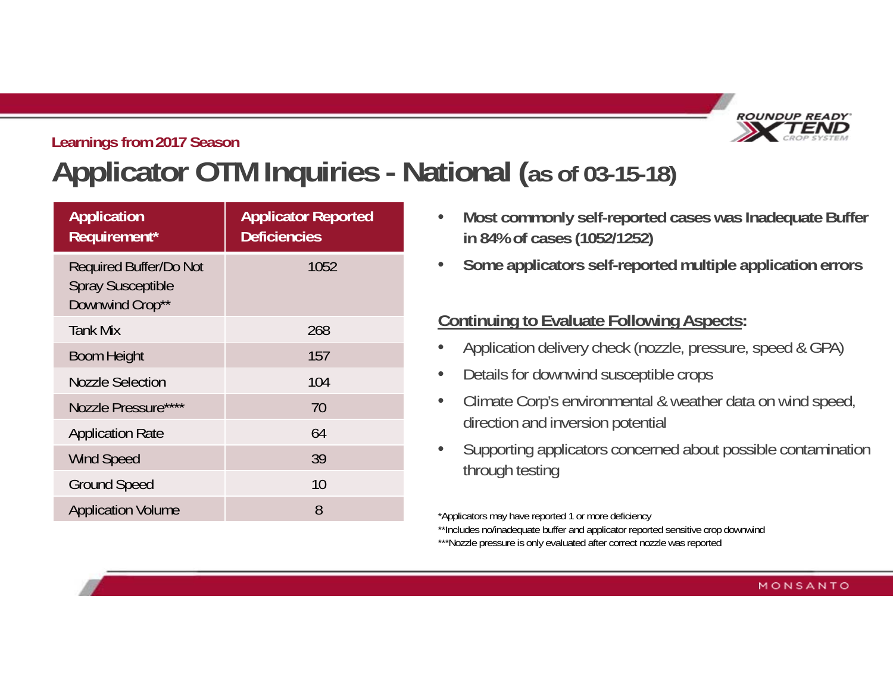Learnings from 2017 Season

# Applicator OTM Inquiries - National (as of 03-15-18)

| Application Requirement* | Applicator Reported Deficiencies |
|---|---|
| Required Buffer/Do Not Spray Susceptible Downwind Crop** | 1052 |
| Tank Mix | 268 |
| Boom Height | 157 |
| Nozzle Selection | 104 |
| Nozzle Pressure**** | 70 |
| Application Rate | 64 |
| Wind Speed | 39 |
| Ground Speed | 10 |
| Application Volume | 8 |

- **Most commonly self-reported cases was Inadequate Buffer in 84% of cases (1052/1252)**
- **Some applicators self-reported multiple application errors**

**Continuing to Evaluate Following Aspects:**

- Application delivery check (nozzle, pressure, speed & GPA)
- Details for downwind susceptible crops
- Climate Corp's environmental & weather data on wind speed, direction and inversion potential
- Supporting applicators concerned about possible contamination through testing

*Applicators may have reported 1 or more deficiency
**Includes no/inadequate buffer and applicator reported sensitive crop downwind
***Nozzle pressure is only evaluated after correct nozzle was reported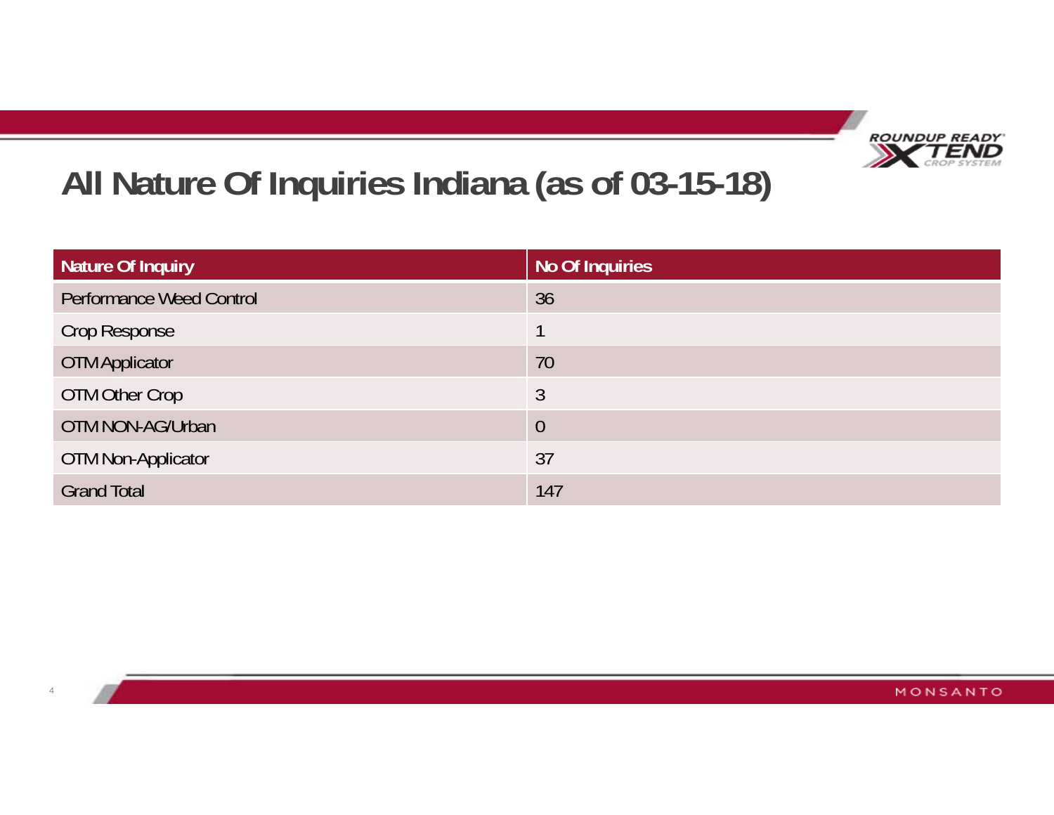# All Nature Of Inquiries Indiana (as of 03-15-18)

| Nature Of Inquiry | No Of Inquiries |
|---|---|
| Performance Weed Control | 36 |
| Crop Response | 1 |
| OTM Applicator | 70 |
| OTM Other Crop | 3 |
| OTM NON-AG/Urban | 0 |
| OTM Non-Applicator | 37 |
| Grand Total | 147 |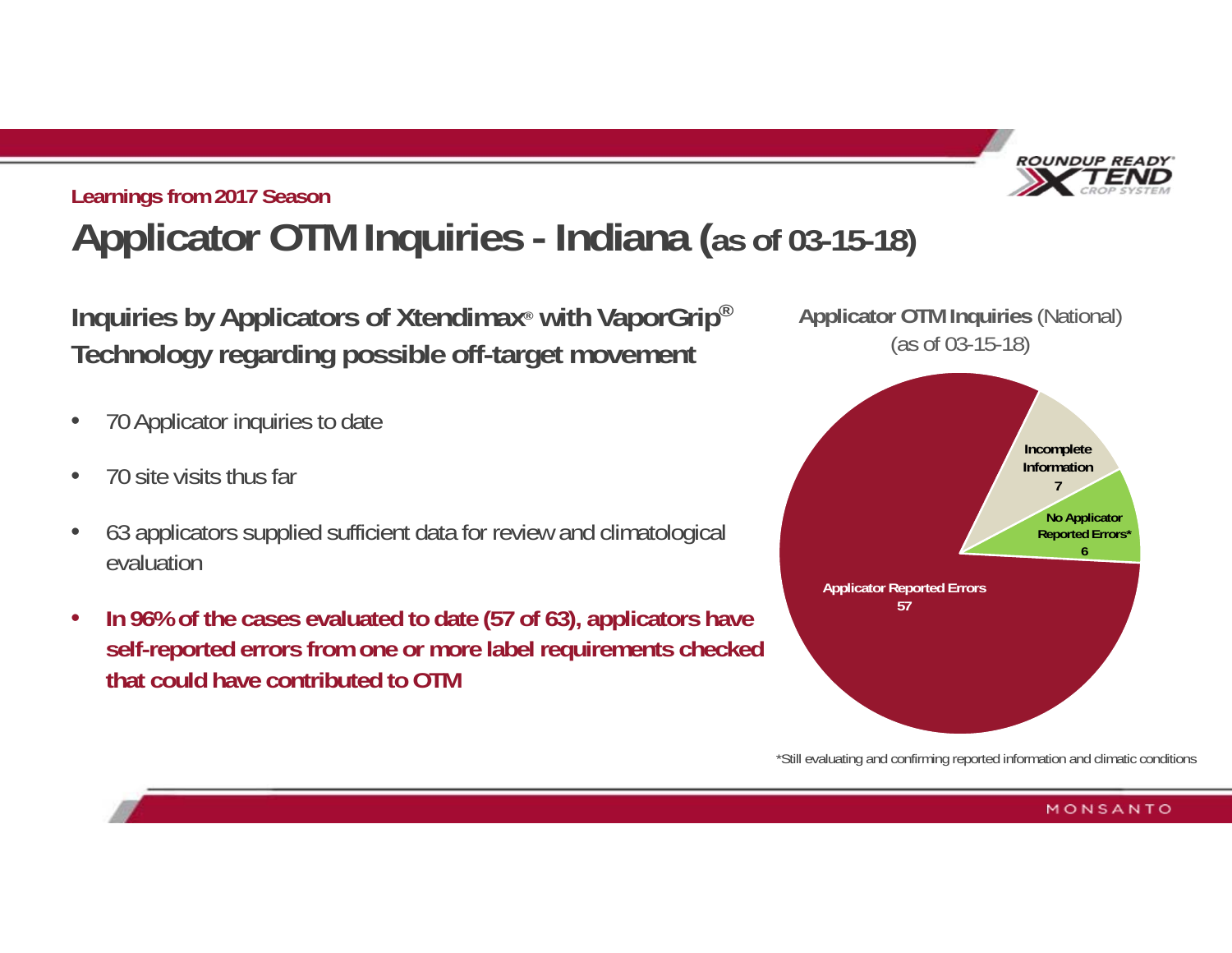Learnings from 2017 Season

# Applicator OTM Inquiries - Indiana (as of 03-15-18)

## Inquiries by Applicators of Xtendimax® with VaporGrip® Technology regarding possible off-target movement

- 70 Applicator inquiries to date
- 70 site visits thus far
- 63 applicators supplied sufficient data for review and climatological evaluation
- **In 96% of the cases evaluated to date (57 of 63), applicators have self-reported errors from one or more label requirements checked that could have contributed to OTM**

**Applicator OTM Inquiries** (National)
(as of 03-15-18)

| Category | Count |
| --- | --- |
| Applicator Reported Errors | 57 |
| Incomplete Information | 7 |
| No Applicator Reported Errors* | 6 |

*Still evaluating and confirming reported information and climatic conditions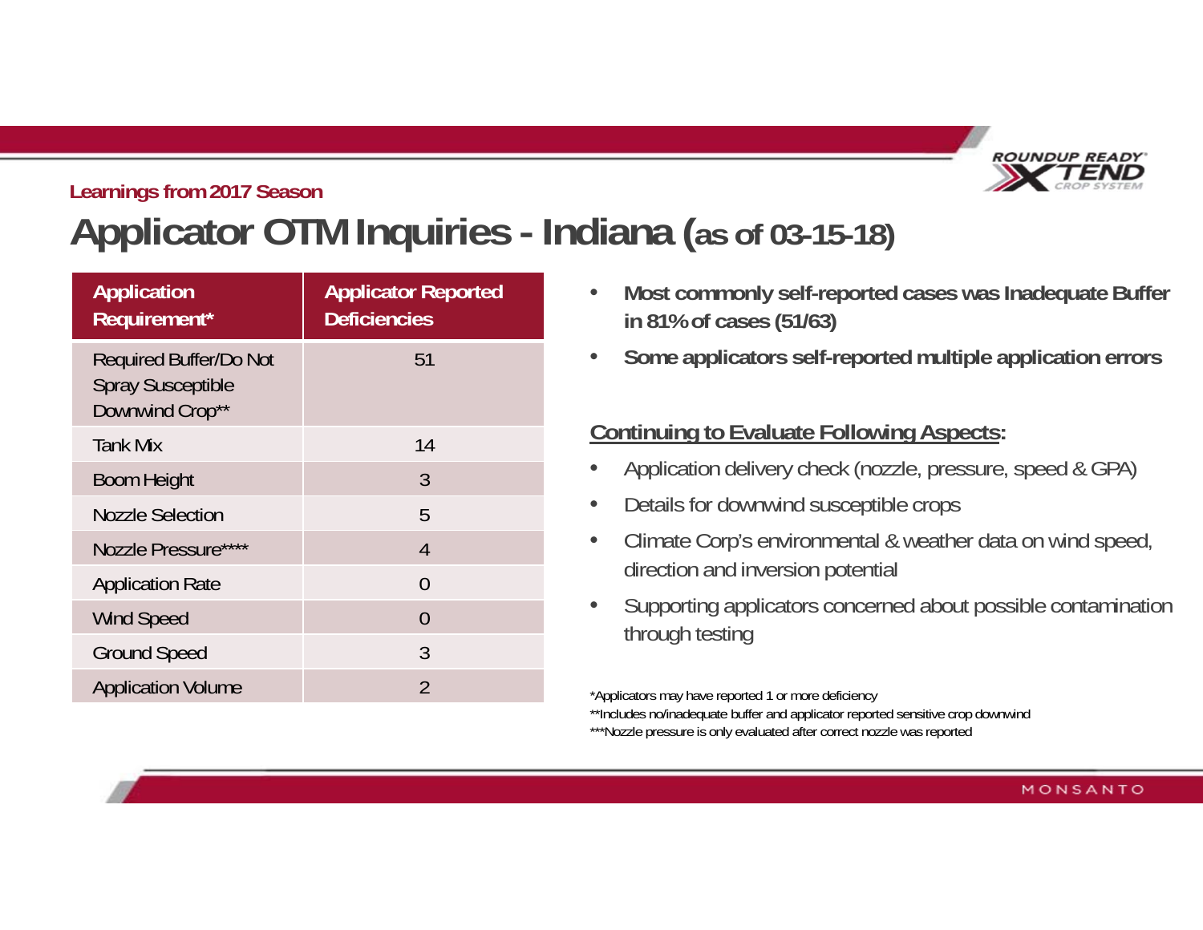Learnings from 2017 Season

# Applicator OTM Inquiries - Indiana (as of 03-15-18)

| Application Requirement* | Applicator Reported Deficiencies |
|---|---|
| Required Buffer/Do Not Spray Susceptible Downwind Crop** | 51 |
| Tank Mix | 14 |
| Boom Height | 3 |
| Nozzle Selection | 5 |
| Nozzle Pressure**** | 4 |
| Application Rate | 0 |
| Wind Speed | 0 |
| Ground Speed | 3 |
| Application Volume | 2 |

- **Most commonly self-reported cases was Inadequate Buffer in 81% of cases (51/63)**
- **Some applicators self-reported multiple application errors**

**Continuing to Evaluate Following Aspects:**

- Application delivery check (nozzle, pressure, speed & GPA)
- Details for downwind susceptible crops
- Climate Corp's environmental & weather data on wind speed, direction and inversion potential
- Supporting applicators concerned about possible contamination through testing

*Applicators may have reported 1 or more deficiency

**Includes no/inadequate buffer and applicator reported sensitive crop downwind

***Nozzle pressure is only evaluated after correct nozzle was reported